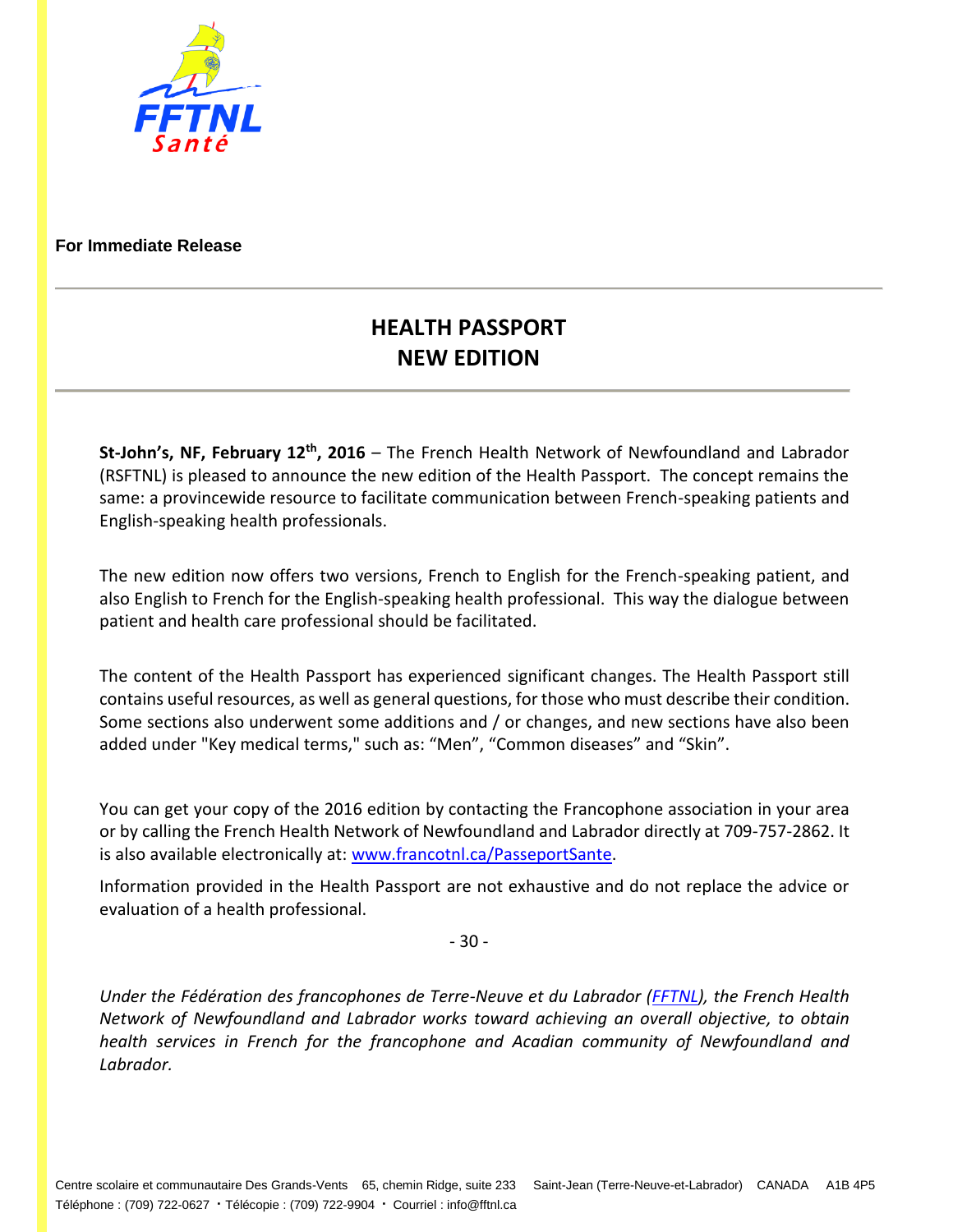**For Immediate Release**

# HEALTH PASSPORT
# NEW EDITION

**St-John's, NF, February 12th, 2016** – The French Health Network of Newfoundland and Labrador (RSFTNL) is pleased to announce the new edition of the Health Passport. The concept remains the same: a provincewide resource to facilitate communication between French-speaking patients and English-speaking health professionals.

The new edition now offers two versions, French to English for the French-speaking patient, and also English to French for the English-speaking health professional. This way the dialogue between patient and health care professional should be facilitated.

The content of the Health Passport has experienced significant changes. The Health Passport still contains useful resources, as well as general questions, for those who must describe their condition. Some sections also underwent some additions and / or changes, and new sections have also been added under "Key medical terms," such as: "Men", "Common diseases" and "Skin".

You can get your copy of the 2016 edition by contacting the Francophone association in your area or by calling the French Health Network of Newfoundland and Labrador directly at 709-757-2862. It is also available electronically at: www.francotnl.ca/PasseportSante.

Information provided in the Health Passport are not exhaustive and do not replace the advice or evaluation of a health professional.

- 30 -

*Under the Fédération des francophones de Terre-Neuve et du Labrador (FFTNL), the French Health Network of Newfoundland and Labrador works toward achieving an overall objective, to obtain health services in French for the francophone and Acadian community of Newfoundland and Labrador.*

Centre scolaire et communautaire Des Grands-Vents 65, chemin Ridge, suite 233 Saint-Jean (Terre-Neuve-et-Labrador) CANADA A1B 4P5
Téléphone : (709) 722-0627 · Télécopie : (709) 722-9904 · Courriel : info@fftnl.ca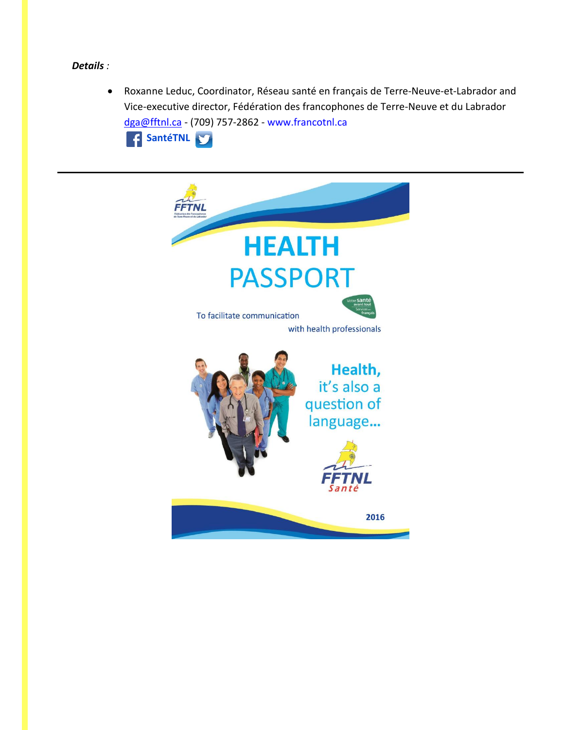***Details** :*

- Roxanne Leduc, Coordinator, Réseau santé en français de Terre-Neuve-et-Labrador and Vice-executive director, Fédération des francophones de Terre-Neuve et du Labrador dga@fftnl.ca - (709) 757-2862 - www.francotnl.ca
  SantéTNL

---

FFTNL

# HEALTH PASSPORT

To facilitate communication with health professionals

Votre santé avant tout Services en français

Health, it's also a question of language...

FFTNL Santé

2016